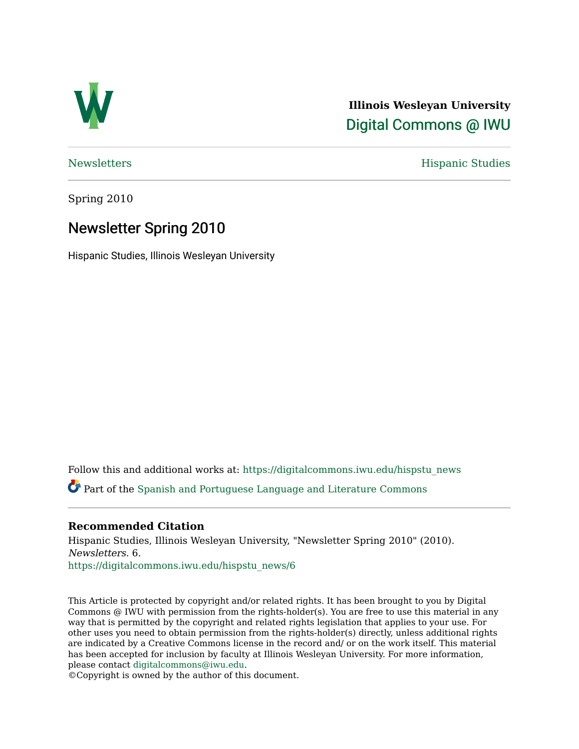Illinois Wesleyan University

Digital Commons @ IWU

Newsletters

Hispanic Studies

Spring 2010

# Newsletter Spring 2010

Hispanic Studies, Illinois Wesleyan University

Follow this and additional works at: https://digitalcommons.iwu.edu/hispstu_news

Part of the Spanish and Portuguese Language and Literature Commons

### Recommended Citation

Hispanic Studies, Illinois Wesleyan University, "Newsletter Spring 2010" (2010). *Newsletters*. 6.
https://digitalcommons.iwu.edu/hispstu_news/6

This Article is protected by copyright and/or related rights. It has been brought to you by Digital Commons @ IWU with permission from the rights-holder(s). You are free to use this material in any way that is permitted by the copyright and related rights legislation that applies to your use. For other uses you need to obtain permission from the rights-holder(s) directly, unless additional rights are indicated by a Creative Commons license in the record and/ or on the work itself. This material has been accepted for inclusion by faculty at Illinois Wesleyan University. For more information, please contact digitalcommons@iwu.edu.
©Copyright is owned by the author of this document.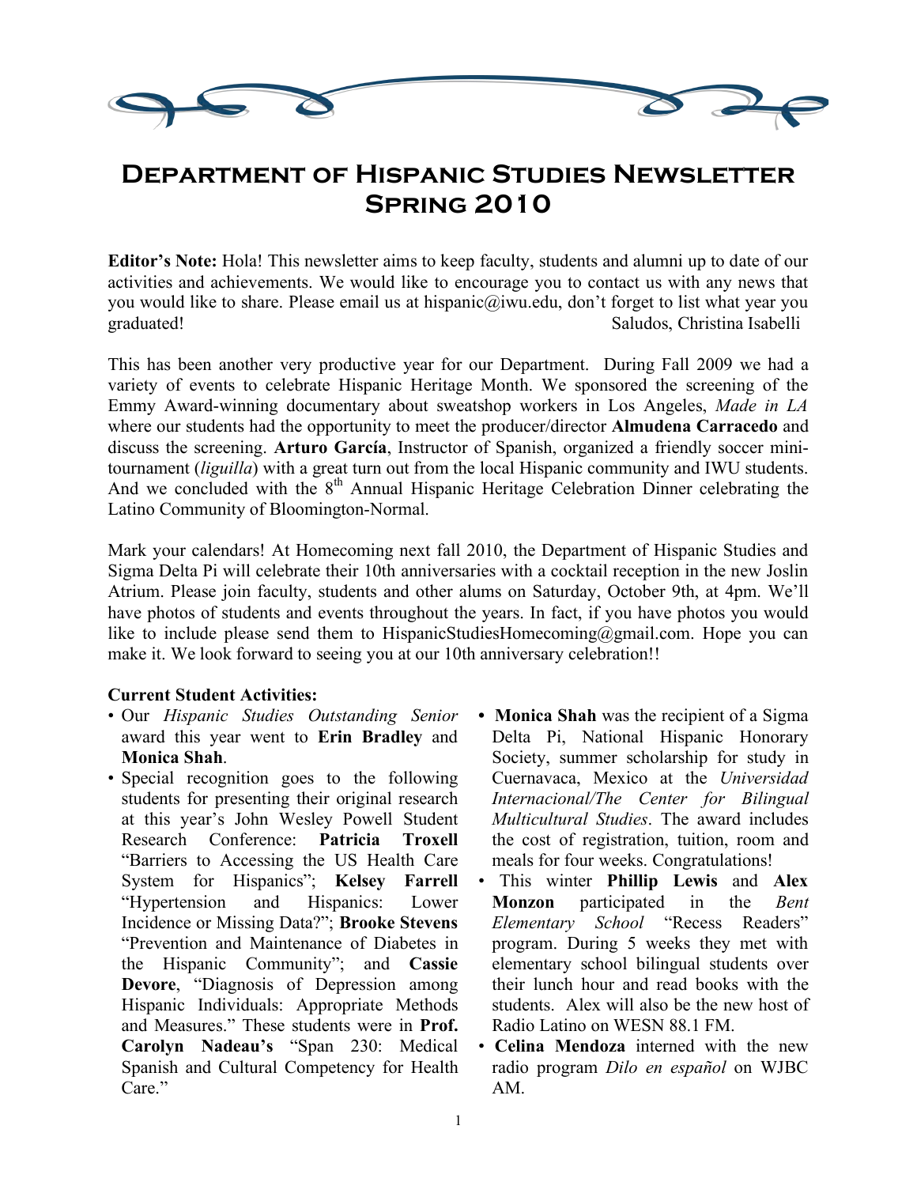# Department of Hispanic Studies Newsletter Spring 2010

**Editor's Note:** Hola! This newsletter aims to keep faculty, students and alumni up to date of our activities and achievements. We would like to encourage you to contact us with any news that you would like to share. Please email us at hispanic@iwu.edu, don't forget to list what year you graduated! Saludos, Christina Isabelli

This has been another very productive year for our Department. During Fall 2009 we had a variety of events to celebrate Hispanic Heritage Month. We sponsored the screening of the Emmy Award-winning documentary about sweatshop workers in Los Angeles, *Made in LA* where our students had the opportunity to meet the producer/director **Almudena Carracedo** and discuss the screening. **Arturo García**, Instructor of Spanish, organized a friendly soccer mini-tournament (*liguilla*) with a great turn out from the local Hispanic community and IWU students. And we concluded with the 8th Annual Hispanic Heritage Celebration Dinner celebrating the Latino Community of Bloomington-Normal.

Mark your calendars! At Homecoming next fall 2010, the Department of Hispanic Studies and Sigma Delta Pi will celebrate their 10th anniversaries with a cocktail reception in the new Joslin Atrium. Please join faculty, students and other alums on Saturday, October 9th, at 4pm. We'll have photos of students and events throughout the years. In fact, if you have photos you would like to include please send them to HispanicStudiesHomecoming@gmail.com. Hope you can make it. We look forward to seeing you at our 10th anniversary celebration!!

**Current Student Activities:**

- Our *Hispanic Studies Outstanding Senior* award this year went to **Erin Bradley** and **Monica Shah**.
- Special recognition goes to the following students for presenting their original research at this year's John Wesley Powell Student Research Conference: **Patricia Troxell** "Barriers to Accessing the US Health Care System for Hispanics"; **Kelsey Farrell** "Hypertension and Hispanics: Lower Incidence or Missing Data?"; **Brooke Stevens** "Prevention and Maintenance of Diabetes in the Hispanic Community"; and **Cassie Devore**, "Diagnosis of Depression among Hispanic Individuals: Appropriate Methods and Measures." These students were in **Prof. Carolyn Nadeau's** "Span 230: Medical Spanish and Cultural Competency for Health Care."
- **Monica Shah** was the recipient of a Sigma Delta Pi, National Hispanic Honorary Society, summer scholarship for study in Cuernavaca, Mexico at the *Universidad Internacional/The Center for Bilingual Multicultural Studies*. The award includes the cost of registration, tuition, room and meals for four weeks. Congratulations!
- This winter **Phillip Lewis** and **Alex Monzon** participated in the *Bent Elementary School* "Recess Readers" program. During 5 weeks they met with elementary school bilingual students over their lunch hour and read books with the students. Alex will also be the new host of Radio Latino on WESN 88.1 FM.
- **Celina Mendoza** interned with the new radio program *Dilo en español* on WJBC AM.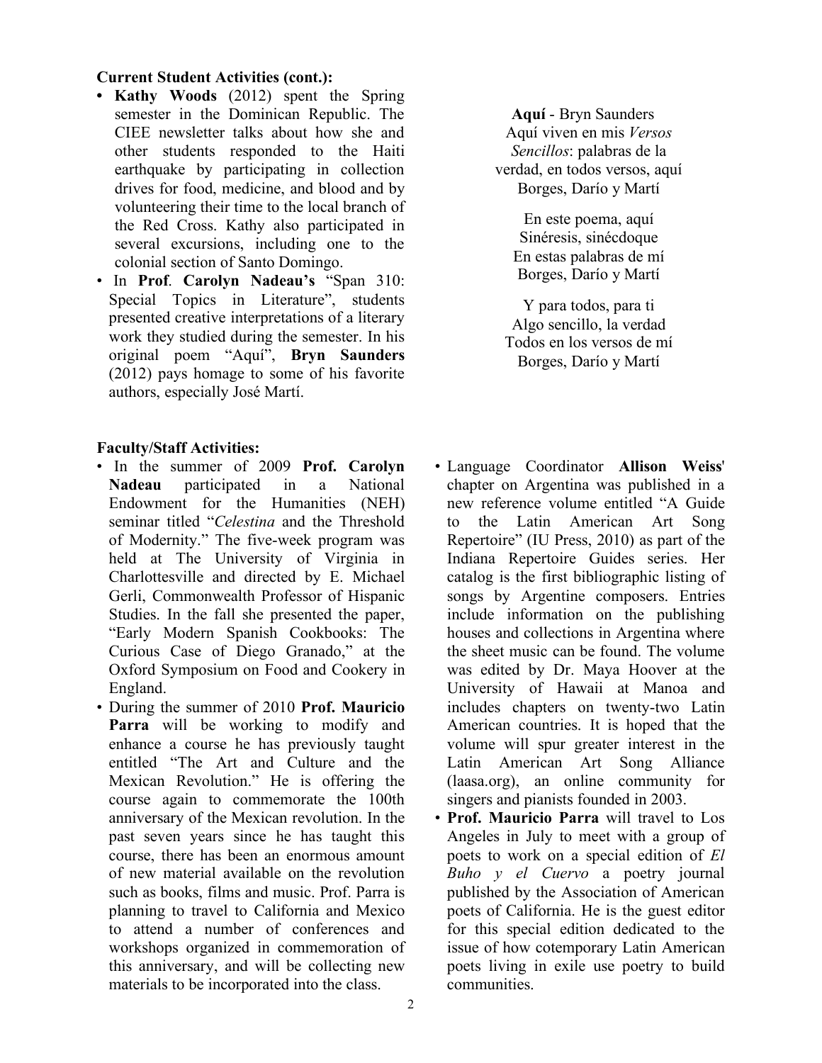**Current Student Activities (cont.):**

- **Kathy Woods** (2012) spent the Spring semester in the Dominican Republic. The CIEE newsletter talks about how she and other students responded to the Haiti earthquake by participating in collection drives for food, medicine, and blood and by volunteering their time to the local branch of the Red Cross. Kathy also participated in several excursions, including one to the colonial section of Santo Domingo.
- In **Prof**. **Carolyn Nadeau's** "Span 310: Special Topics in Literature", students presented creative interpretations of a literary work they studied during the semester. In his original poem "Aquí", **Bryn Saunders** (2012) pays homage to some of his favorite authors, especially José Martí.

**Aquí** - Bryn Saunders
Aquí viven en mis *Versos Sencillos*: palabras de la
verdad, en todos versos, aquí
Borges, Darío y Martí

En este poema, aquí
Sinéresis, sinécdoque
En estas palabras de mí
Borges, Darío y Martí

Y para todos, para ti
Algo sencillo, la verdad
Todos en los versos de mí
Borges, Darío y Martí

**Faculty/Staff Activities:**

- In the summer of 2009 **Prof. Carolyn Nadeau** participated in a National Endowment for the Humanities (NEH) seminar titled "*Celestina* and the Threshold of Modernity." The five-week program was held at The University of Virginia in Charlottesville and directed by E. Michael Gerli, Commonwealth Professor of Hispanic Studies. In the fall she presented the paper, "Early Modern Spanish Cookbooks: The Curious Case of Diego Granado," at the Oxford Symposium on Food and Cookery in England.
- During the summer of 2010 **Prof. Mauricio Parra** will be working to modify and enhance a course he has previously taught entitled "The Art and Culture and the Mexican Revolution." He is offering the course again to commemorate the 100th anniversary of the Mexican revolution. In the past seven years since he has taught this course, there has been an enormous amount of new material available on the revolution such as books, films and music. Prof. Parra is planning to travel to California and Mexico to attend a number of conferences and workshops organized in commemoration of this anniversary, and will be collecting new materials to be incorporated into the class.
- Language Coordinator **Allison Weiss**' chapter on Argentina was published in a new reference volume entitled "A Guide to the Latin American Art Song Repertoire" (IU Press, 2010) as part of the Indiana Repertoire Guides series. Her catalog is the first bibliographic listing of songs by Argentine composers. Entries include information on the publishing houses and collections in Argentina where the sheet music can be found. The volume was edited by Dr. Maya Hoover at the University of Hawaii at Manoa and includes chapters on twenty-two Latin American countries. It is hoped that the volume will spur greater interest in the Latin American Art Song Alliance (laasa.org), an online community for singers and pianists founded in 2003.
- **Prof. Mauricio Parra** will travel to Los Angeles in July to meet with a group of poets to work on a special edition of *El Buho y el Cuervo* a poetry journal published by the Association of American poets of California. He is the guest editor for this special edition dedicated to the issue of how cotemporary Latin American poets living in exile use poetry to build communities.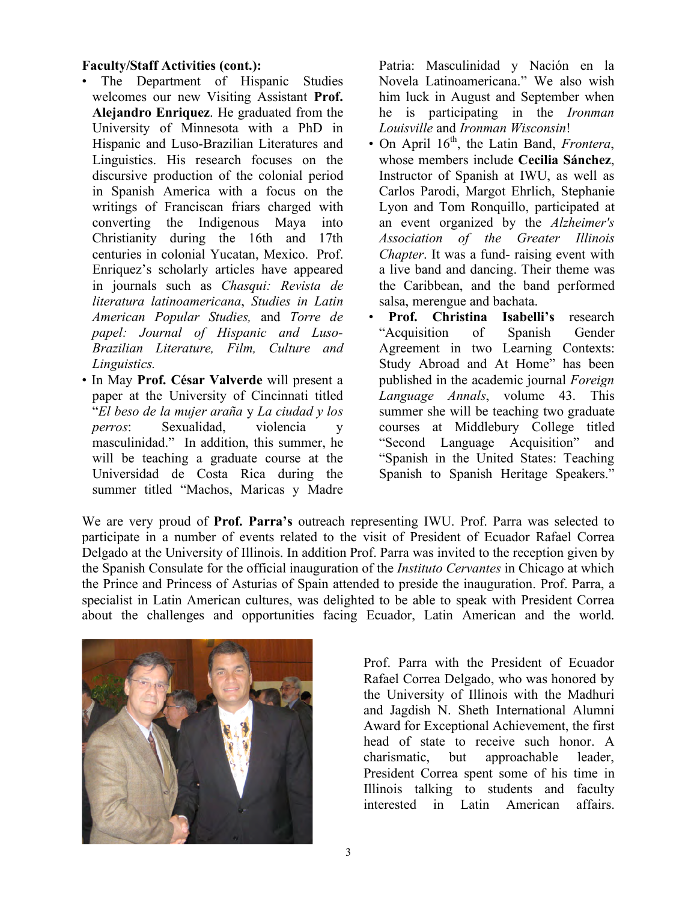**Faculty/Staff Activities (cont.):**

- The Department of Hispanic Studies welcomes our new Visiting Assistant **Prof. Alejandro Enriquez**. He graduated from the University of Minnesota with a PhD in Hispanic and Luso-Brazilian Literatures and Linguistics. His research focuses on the discursive production of the colonial period in Spanish America with a focus on the writings of Franciscan friars charged with converting the Indigenous Maya into Christianity during the 16th and 17th centuries in colonial Yucatan, Mexico. Prof. Enriquez's scholarly articles have appeared in journals such as *Chasqui: Revista de literatura latinoamericana*, *Studies in Latin American Popular Studies,* and *Torre de papel: Journal of Hispanic and Luso-Brazilian Literature, Film, Culture and Linguistics.*
- In May **Prof. César Valverde** will present a paper at the University of Cincinnati titled "*El beso de la mujer araña* y *La ciudad y los perros*: Sexualidad, violencia y masculinidad." In addition, this summer, he will be teaching a graduate course at the Universidad de Costa Rica during the summer titled "Machos, Maricas y Madre Patria: Masculinidad y Nación en la Novela Latinoamericana." We also wish him luck in August and September when he is participating in the *Ironman Louisville* and *Ironman Wisconsin*!
- On April 16th, the Latin Band, *Frontera*, whose members include **Cecilia Sánchez**, Instructor of Spanish at IWU, as well as Carlos Parodi, Margot Ehrlich, Stephanie Lyon and Tom Ronquillo, participated at an event organized by the *Alzheimer's Association of the Greater Illinois Chapter*. It was a fund- raising event with a live band and dancing. Their theme was the Caribbean, and the band performed salsa, merengue and bachata.
- **Prof. Christina Isabelli's** research "Acquisition of Spanish Gender Agreement in two Learning Contexts: Study Abroad and At Home" has been published in the academic journal *Foreign Language Annals*, volume 43. This summer she will be teaching two graduate courses at Middlebury College titled "Second Language Acquisition" and "Spanish in the United States: Teaching Spanish to Spanish Heritage Speakers."

We are very proud of **Prof. Parra's** outreach representing IWU. Prof. Parra was selected to participate in a number of events related to the visit of President of Ecuador Rafael Correa Delgado at the University of Illinois. In addition Prof. Parra was invited to the reception given by the Spanish Consulate for the official inauguration of the *Instituto Cervantes* in Chicago at which the Prince and Princess of Asturias of Spain attended to preside the inauguration. Prof. Parra, a specialist in Latin American cultures, was delighted to be able to speak with President Correa about the challenges and opportunities facing Ecuador, Latin American and the world.

Prof. Parra with the President of Ecuador Rafael Correa Delgado, who was honored by the University of Illinois with the Madhuri and Jagdish N. Sheth International Alumni Award for Exceptional Achievement, the first head of state to receive such honor. A charismatic, but approachable leader, President Correa spent some of his time in Illinois talking to students and faculty interested in Latin American affairs.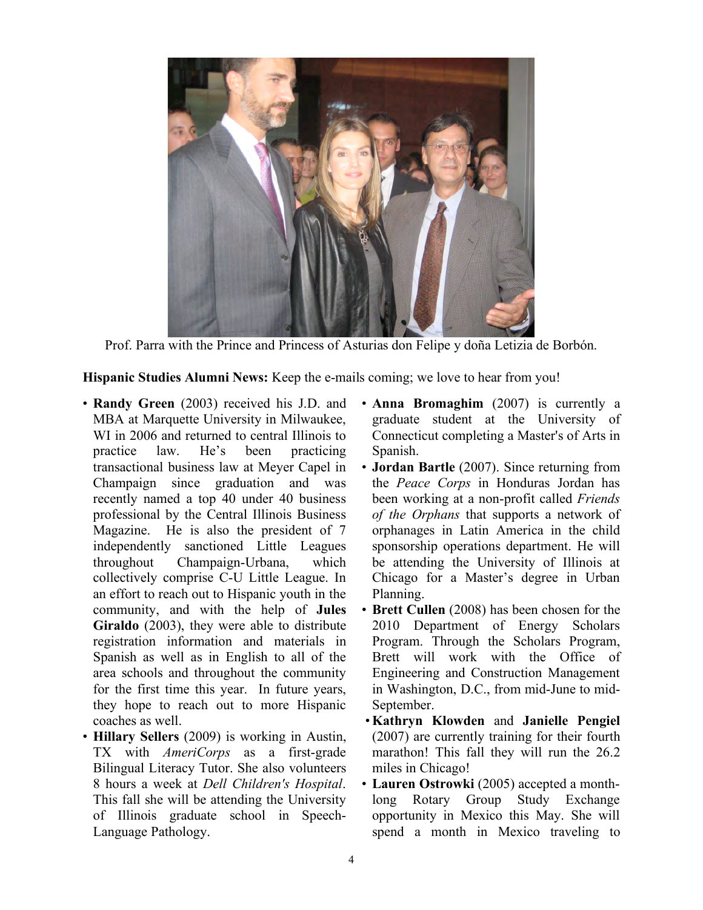Prof. Parra with the Prince and Princess of Asturias don Felipe y doña Letizia de Borbón.

**Hispanic Studies Alumni News:** Keep the e-mails coming; we love to hear from you!

- **Randy Green** (2003) received his J.D. and MBA at Marquette University in Milwaukee, WI in 2006 and returned to central Illinois to practice law. He's been practicing transactional business law at Meyer Capel in Champaign since graduation and was recently named a top 40 under 40 business professional by the Central Illinois Business Magazine. He is also the president of 7 independently sanctioned Little Leagues throughout Champaign-Urbana, which collectively comprise C-U Little League. In an effort to reach out to Hispanic youth in the community, and with the help of **Jules Giraldo** (2003), they were able to distribute registration information and materials in Spanish as well as in English to all of the area schools and throughout the community for the first time this year. In future years, they hope to reach out to more Hispanic coaches as well.
- **Hillary Sellers** (2009) is working in Austin, TX with *AmeriCorps* as a first-grade Bilingual Literacy Tutor. She also volunteers 8 hours a week at *Dell Children's Hospital*. This fall she will be attending the University of Illinois graduate school in Speech-Language Pathology.
- **Anna Bromaghim** (2007) is currently a graduate student at the University of Connecticut completing a Master's of Arts in Spanish.
- **Jordan Bartle** (2007). Since returning from the *Peace Corps* in Honduras Jordan has been working at a non-profit called *Friends of the Orphans* that supports a network of orphanages in Latin America in the child sponsorship operations department. He will be attending the University of Illinois at Chicago for a Master's degree in Urban Planning.
- **Brett Cullen** (2008) has been chosen for the 2010 Department of Energy Scholars Program. Through the Scholars Program, Brett will work with the Office of Engineering and Construction Management in Washington, D.C., from mid-June to mid-September.
- **Kathryn Klowden** and **Janielle Pengiel** (2007) are currently training for their fourth marathon! This fall they will run the 26.2 miles in Chicago!
- **Lauren Ostrowki** (2005) accepted a month-long Rotary Group Study Exchange opportunity in Mexico this May. She will spend a month in Mexico traveling to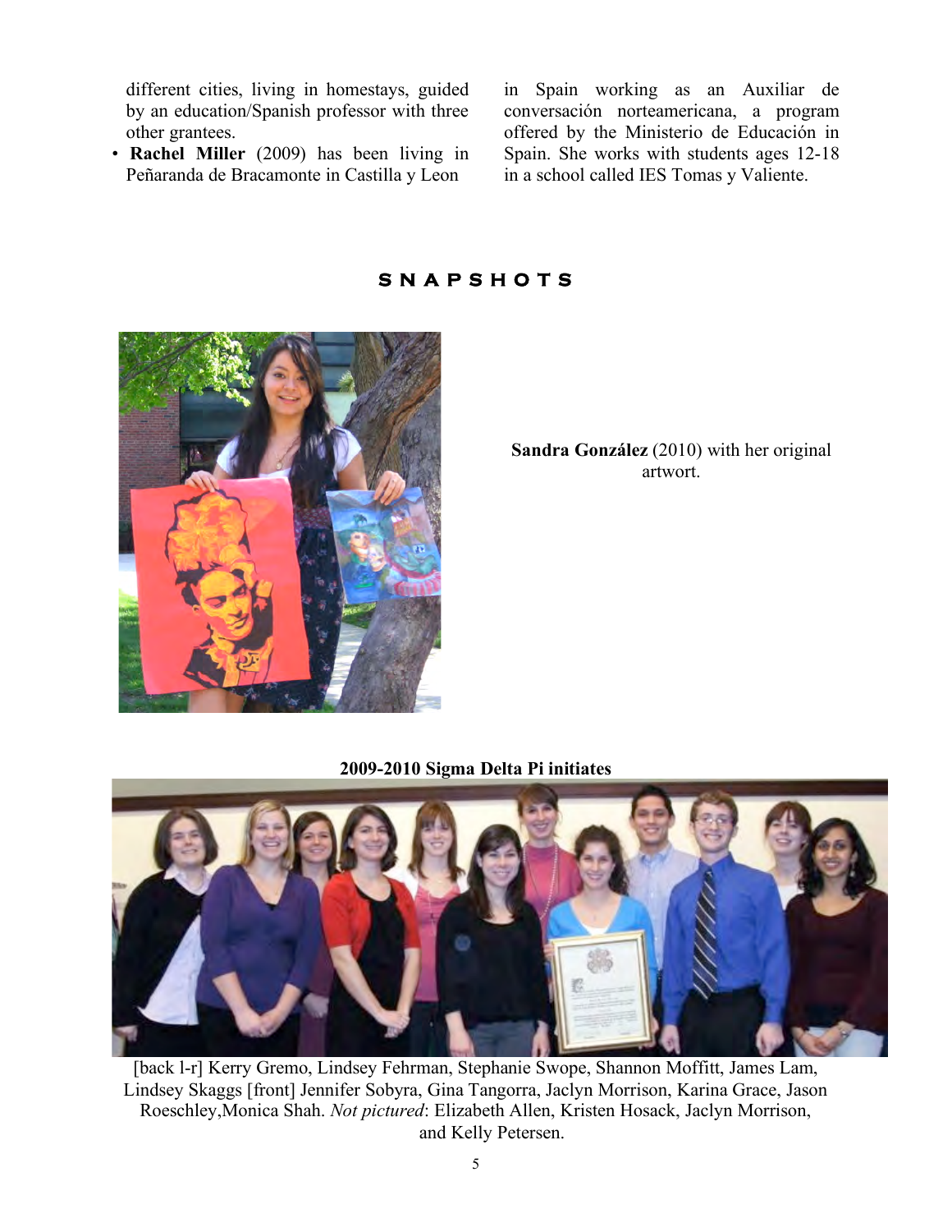different cities, living in homestays, guided by an education/Spanish professor with three other grantees.

- **Rachel Miller** (2009) has been living in Peñaranda de Bracamonte in Castilla y Leon in Spain working as an Auxiliar de conversación norteamericana, a program offered by the Ministerio de Educación in Spain. She works with students ages 12-18 in a school called IES Tomas y Valiente.

## SNAPSHOTS

**Sandra González** (2010) with her original artwort.

**2009-2010 Sigma Delta Pi initiates**

[back l-r] Kerry Gremo, Lindsey Fehrman, Stephanie Swope, Shannon Moffitt, James Lam, Lindsey Skaggs [front] Jennifer Sobyra, Gina Tangorra, Jaclyn Morrison, Karina Grace, Jason Roeschley,Monica Shah. *Not pictured*: Elizabeth Allen, Kristen Hosack, Jaclyn Morrison, and Kelly Petersen.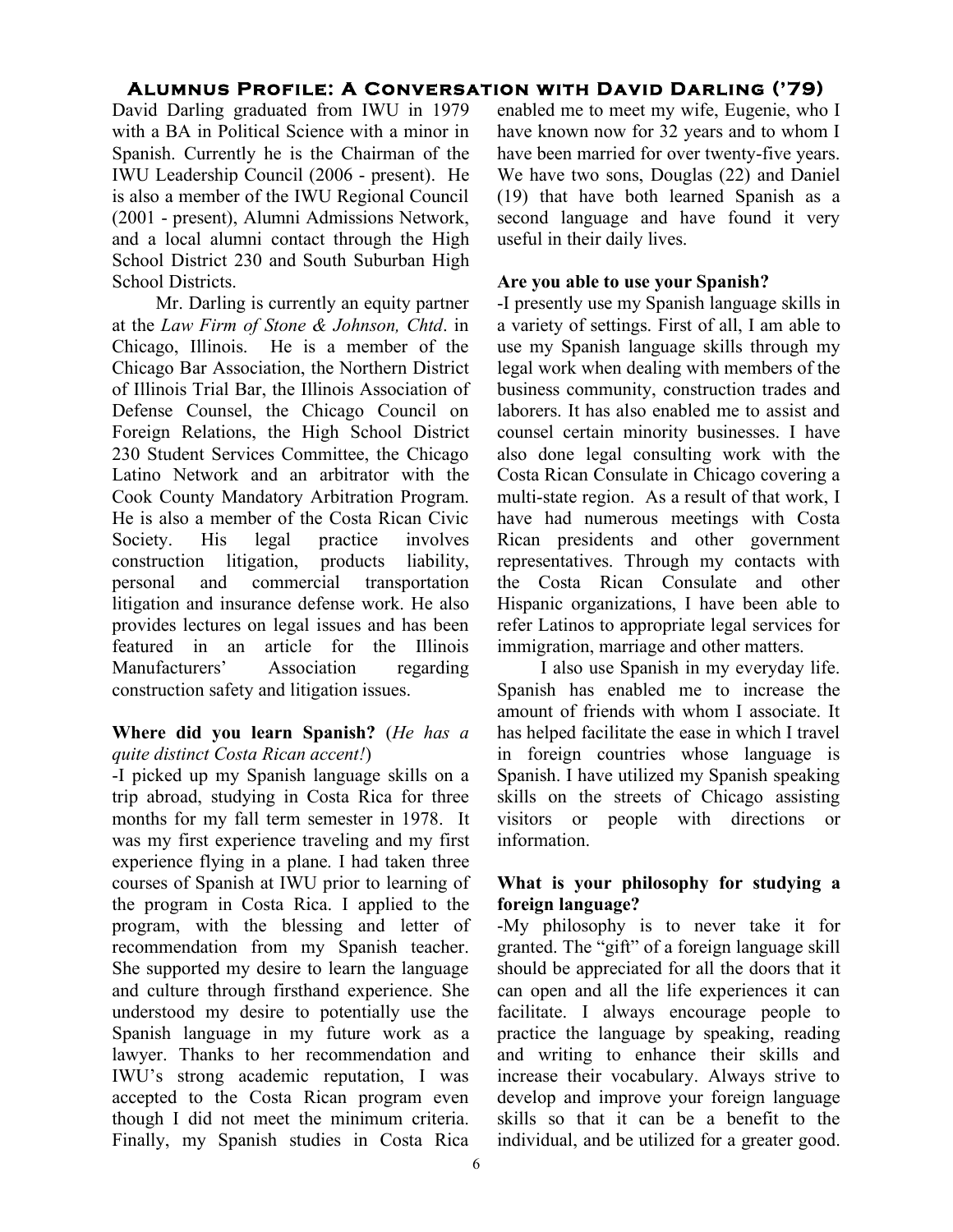## Alumnus Profile: A Conversation with David Darling ('79)

David Darling graduated from IWU in 1979 with a BA in Political Science with a minor in Spanish. Currently he is the Chairman of the IWU Leadership Council (2006 - present). He is also a member of the IWU Regional Council (2001 - present), Alumni Admissions Network, and a local alumni contact through the High School District 230 and South Suburban High School Districts.

Mr. Darling is currently an equity partner at the *Law Firm of Stone & Johnson, Chtd*. in Chicago, Illinois. He is a member of the Chicago Bar Association, the Northern District of Illinois Trial Bar, the Illinois Association of Defense Counsel, the Chicago Council on Foreign Relations, the High School District 230 Student Services Committee, the Chicago Latino Network and an arbitrator with the Cook County Mandatory Arbitration Program. He is also a member of the Costa Rican Civic Society. His legal practice involves construction litigation, products liability, personal and commercial transportation litigation and insurance defense work. He also provides lectures on legal issues and has been featured in an article for the Illinois Manufacturers' Association regarding construction safety and litigation issues.

**Where did you learn Spanish?** (*He has a quite distinct Costa Rican accent!*)

-I picked up my Spanish language skills on a trip abroad, studying in Costa Rica for three months for my fall term semester in 1978. It was my first experience traveling and my first experience flying in a plane. I had taken three courses of Spanish at IWU prior to learning of the program in Costa Rica. I applied to the program, with the blessing and letter of recommendation from my Spanish teacher. She supported my desire to learn the language and culture through firsthand experience. She understood my desire to potentially use the Spanish language in my future work as a lawyer. Thanks to her recommendation and IWU's strong academic reputation, I was accepted to the Costa Rican program even though I did not meet the minimum criteria. Finally, my Spanish studies in Costa Rica enabled me to meet my wife, Eugenie, who I have known now for 32 years and to whom I have been married for over twenty-five years. We have two sons, Douglas (22) and Daniel (19) that have both learned Spanish as a second language and have found it very useful in their daily lives.

**Are you able to use your Spanish?**

-I presently use my Spanish language skills in a variety of settings. First of all, I am able to use my Spanish language skills through my legal work when dealing with members of the business community, construction trades and laborers. It has also enabled me to assist and counsel certain minority businesses. I have also done legal consulting work with the Costa Rican Consulate in Chicago covering a multi-state region. As a result of that work, I have had numerous meetings with Costa Rican presidents and other government representatives. Through my contacts with the Costa Rican Consulate and other Hispanic organizations, I have been able to refer Latinos to appropriate legal services for immigration, marriage and other matters.

I also use Spanish in my everyday life. Spanish has enabled me to increase the amount of friends with whom I associate. It has helped facilitate the ease in which I travel in foreign countries whose language is Spanish. I have utilized my Spanish speaking skills on the streets of Chicago assisting visitors or people with directions or information.

**What is your philosophy for studying a foreign language?**

-My philosophy is to never take it for granted. The "gift" of a foreign language skill should be appreciated for all the doors that it can open and all the life experiences it can facilitate. I always encourage people to practice the language by speaking, reading and writing to enhance their skills and increase their vocabulary. Always strive to develop and improve your foreign language skills so that it can be a benefit to the individual, and be utilized for a greater good.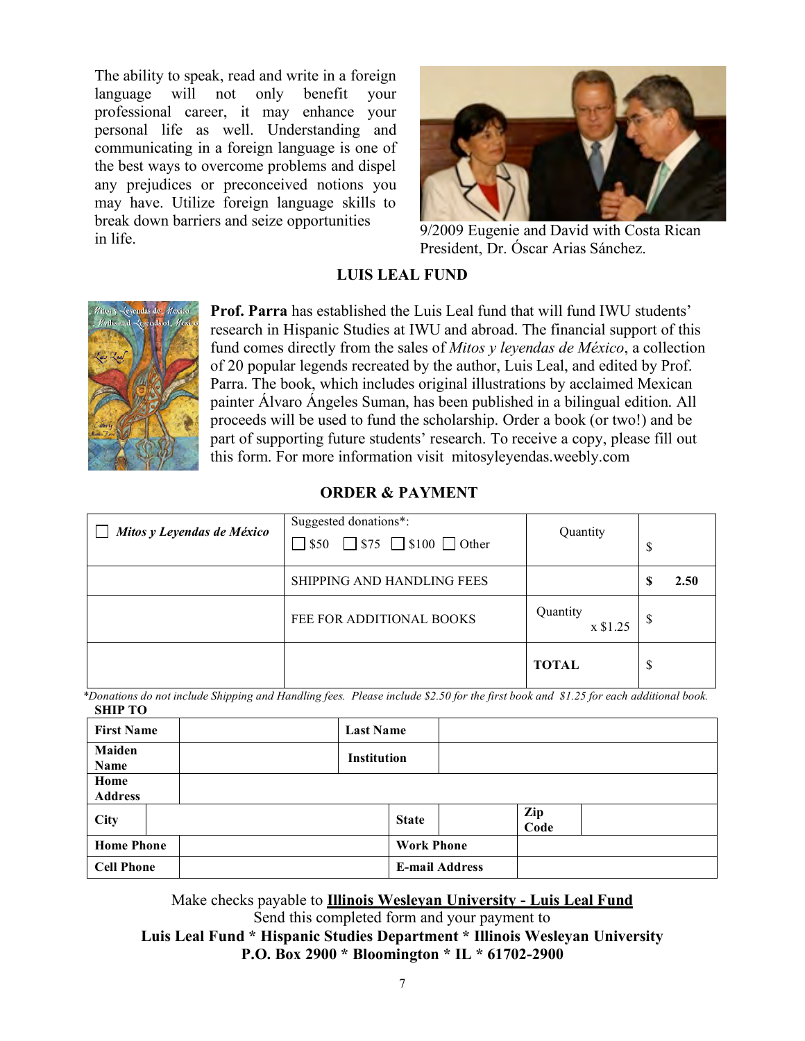The ability to speak, read and write in a foreign language will not only benefit your professional career, it may enhance your personal life as well. Understanding and communicating in a foreign language is one of the best ways to overcome problems and dispel any prejudices or preconceived notions you may have. Utilize foreign language skills to break down barriers and seize opportunities in life.

9/2009 Eugenie and David with Costa Rican President, Dr. Óscar Arias Sánchez.

## LUIS LEAL FUND

**Prof. Parra** has established the Luis Leal fund that will fund IWU students' research in Hispanic Studies at IWU and abroad. The financial support of this fund comes directly from the sales of *Mitos y leyendas de México*, a collection of 20 popular legends recreated by the author, Luis Leal, and edited by Prof. Parra. The book, which includes original illustrations by acclaimed Mexican painter Álvaro Ángeles Suman, has been published in a bilingual edition. All proceeds will be used to fund the scholarship. Order a book (or two!) and be part of supporting future students' research. To receive a copy, please fill out this form. For more information visit mitosyleyendas.weebly.com

## ORDER & PAYMENT

| | | | |
|---|---|---|---|
| ☐ ***Mitos y Leyendas de México*** | Suggested donations*: ☐ $50 ☐ $75 ☐ $100 ☐ Other | Quantity | $ |
| | SHIPPING AND HANDLING FEES | | **$ 2.50** |
| | FEE FOR ADDITIONAL BOOKS | Quantity x $1.25 | $ |
| | | **TOTAL** | $ |

*\*Donations do not include Shipping and Handling fees. Please include $2.50 for the first book and $1.25 for each additional book.*

**SHIP TO**

| | | | | | |
|---|---|---|---|---|---|
| **First Name** | | **Last Name** | | | |
| **Maiden Name** | | **Institution** | | | |
| **Home Address** | | | | | |
| **City** | | **State** | | **Zip Code** | |
| **Home Phone** | | **Work Phone** | | | |
| **Cell Phone** | | **E-mail Address** | | | |

Make checks payable to **Illinois Wesleyan University - Luis Leal Fund**

Send this completed form and your payment to

**Luis Leal Fund * Hispanic Studies Department * Illinois Wesleyan University**

**P.O. Box 2900 * Bloomington * IL * 61702-2900**